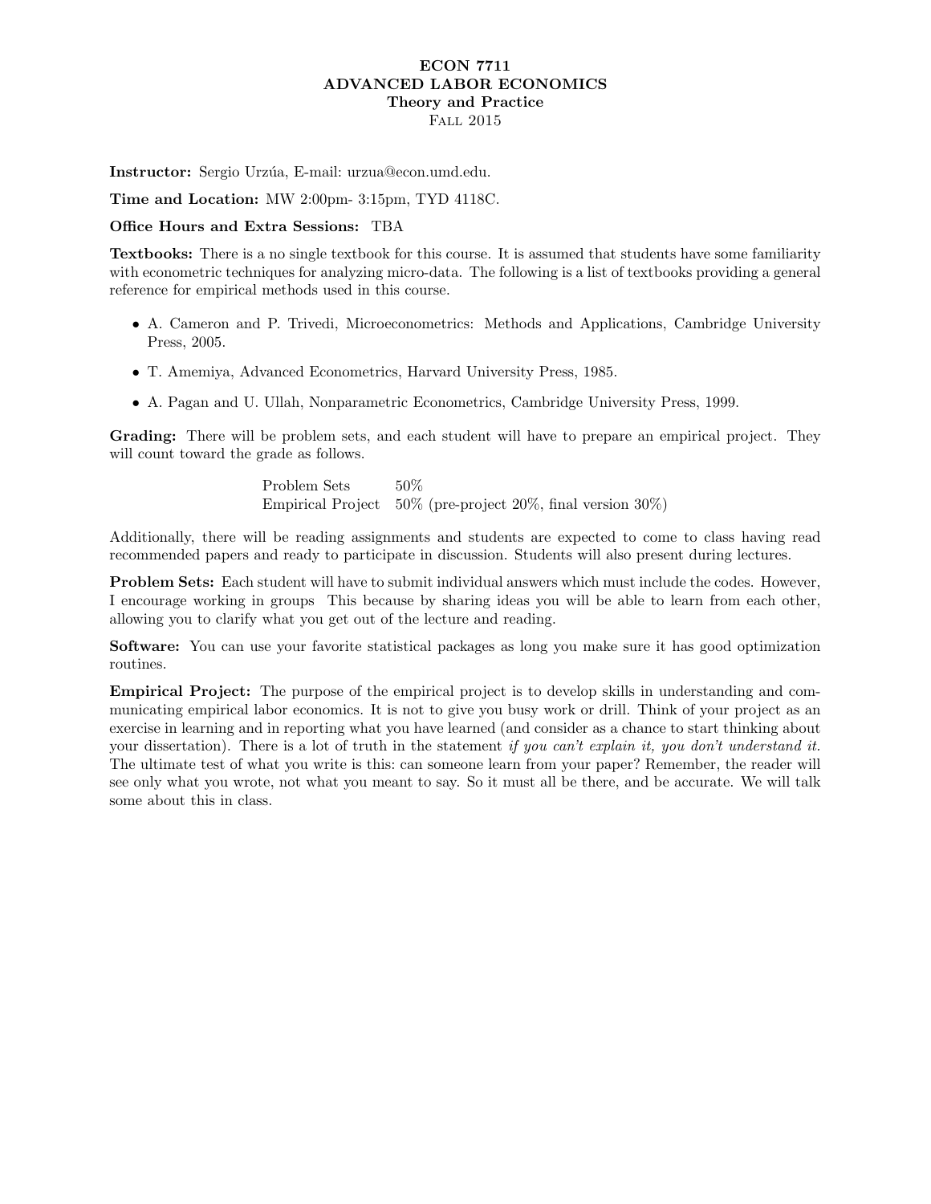# ECON 7711
# ADVANCED LABOR ECONOMICS
## Theory and Practice
### Fall 2015

**Instructor:** Sergio Urzúa, E-mail: urzua@econ.umd.edu.

**Time and Location:** MW 2:00pm- 3:15pm, TYD 4118C.

**Office Hours and Extra Sessions:** TBA

**Textbooks:** There is a no single textbook for this course. It is assumed that students have some familiarity with econometric techniques for analyzing micro-data. The following is a list of textbooks providing a general reference for empirical methods used in this course.

- A. Cameron and P. Trivedi, Microeconometrics: Methods and Applications, Cambridge University Press, 2005.
- T. Amemiya, Advanced Econometrics, Harvard University Press, 1985.
- A. Pagan and U. Ullah, Nonparametric Econometrics, Cambridge University Press, 1999.

**Grading:** There will be problem sets, and each student will have to prepare an empirical project. They will count toward the grade as follows.

| | |
|---|---|
| Problem Sets | 50% |
| Empirical Project | 50% (pre-project 20%, final version 30%) |

Additionally, there will be reading assignments and students are expected to come to class having read recommended papers and ready to participate in discussion. Students will also present during lectures.

**Problem Sets:** Each student will have to submit individual answers which must include the codes. However, I encourage working in groups This because by sharing ideas you will be able to learn from each other, allowing you to clarify what you get out of the lecture and reading.

**Software:** You can use your favorite statistical packages as long you make sure it has good optimization routines.

**Empirical Project:** The purpose of the empirical project is to develop skills in understanding and communicating empirical labor economics. It is not to give you busy work or drill. Think of your project as an exercise in learning and in reporting what you have learned (and consider as a chance to start thinking about your dissertation). There is a lot of truth in the statement *if you can't explain it, you don't understand it.* The ultimate test of what you write is this: can someone learn from your paper? Remember, the reader will see only what you wrote, not what you meant to say. So it must all be there, and be accurate. We will talk some about this in class.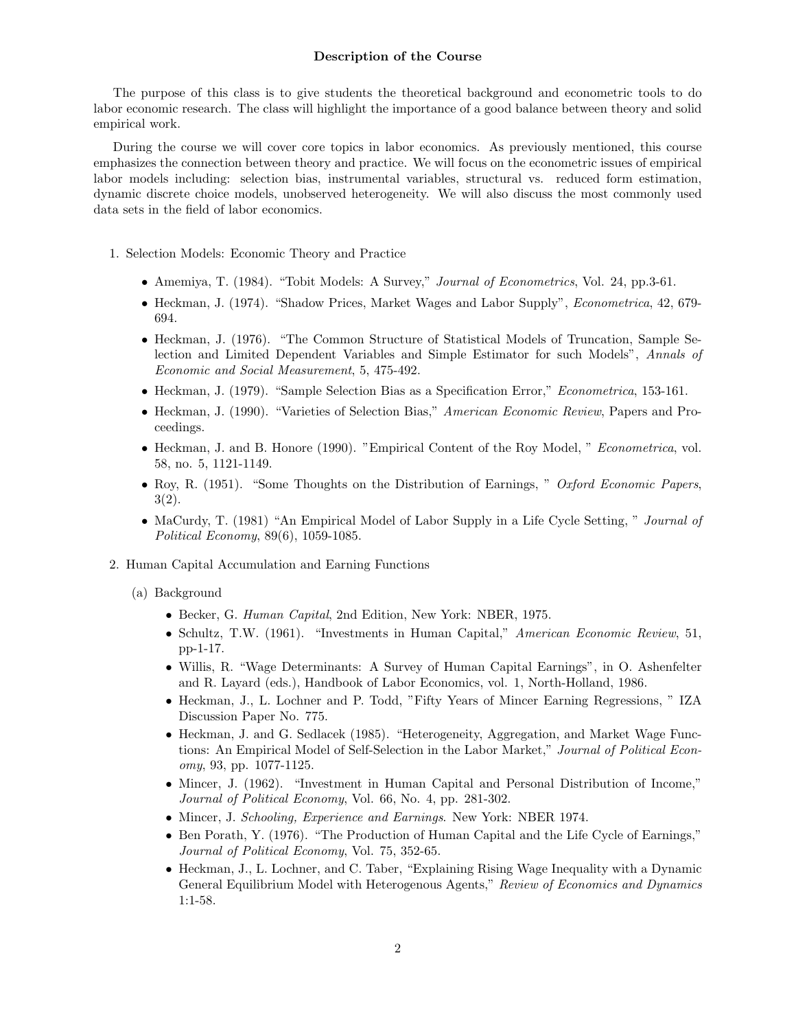**Description of the Course**

The purpose of this class is to give students the theoretical background and econometric tools to do labor economic research. The class will highlight the importance of a good balance between theory and solid empirical work.

During the course we will cover core topics in labor economics. As previously mentioned, this course emphasizes the connection between theory and practice. We will focus on the econometric issues of empirical labor models including: selection bias, instrumental variables, structural vs. reduced form estimation, dynamic discrete choice models, unobserved heterogeneity. We will also discuss the most commonly used data sets in the field of labor economics.

1. Selection Models: Economic Theory and Practice
   - Amemiya, T. (1984). "Tobit Models: A Survey," *Journal of Econometrics*, Vol. 24, pp.3-61.
   - Heckman, J. (1974). "Shadow Prices, Market Wages and Labor Supply", *Econometrica*, 42, 679-694.
   - Heckman, J. (1976). "The Common Structure of Statistical Models of Truncation, Sample Selection and Limited Dependent Variables and Simple Estimator for such Models", *Annals of Economic and Social Measurement*, 5, 475-492.
   - Heckman, J. (1979). "Sample Selection Bias as a Specification Error," *Econometrica*, 153-161.
   - Heckman, J. (1990). "Varieties of Selection Bias," *American Economic Review*, Papers and Proceedings.
   - Heckman, J. and B. Honore (1990). "Empirical Content of the Roy Model, " *Econometrica*, vol. 58, no. 5, 1121-1149.
   - Roy, R. (1951). "Some Thoughts on the Distribution of Earnings, " *Oxford Economic Papers*, 3(2).
   - MaCurdy, T. (1981) "An Empirical Model of Labor Supply in a Life Cycle Setting, " *Journal of Political Economy*, 89(6), 1059-1085.

2. Human Capital Accumulation and Earning Functions

   (a) Background
   - Becker, G. *Human Capital*, 2nd Edition, New York: NBER, 1975.
   - Schultz, T.W. (1961). "Investments in Human Capital," *American Economic Review*, 51, pp-1-17.
   - Willis, R. "Wage Determinants: A Survey of Human Capital Earnings", in O. Ashenfelter and R. Layard (eds.), Handbook of Labor Economics, vol. 1, North-Holland, 1986.
   - Heckman, J., L. Lochner and P. Todd, "Fifty Years of Mincer Earning Regressions, " IZA Discussion Paper No. 775.
   - Heckman, J. and G. Sedlacek (1985). "Heterogeneity, Aggregation, and Market Wage Functions: An Empirical Model of Self-Selection in the Labor Market," *Journal of Political Economy*, 93, pp. 1077-1125.
   - Mincer, J. (1962). "Investment in Human Capital and Personal Distribution of Income," *Journal of Political Economy*, Vol. 66, No. 4, pp. 281-302.
   - Mincer, J. *Schooling, Experience and Earnings*. New York: NBER 1974.
   - Ben Porath, Y. (1976). "The Production of Human Capital and the Life Cycle of Earnings," *Journal of Political Economy*, Vol. 75, 352-65.
   - Heckman, J., L. Lochner, and C. Taber, "Explaining Rising Wage Inequality with a Dynamic General Equilibrium Model with Heterogenous Agents," *Review of Economics and Dynamics* 1:1-58.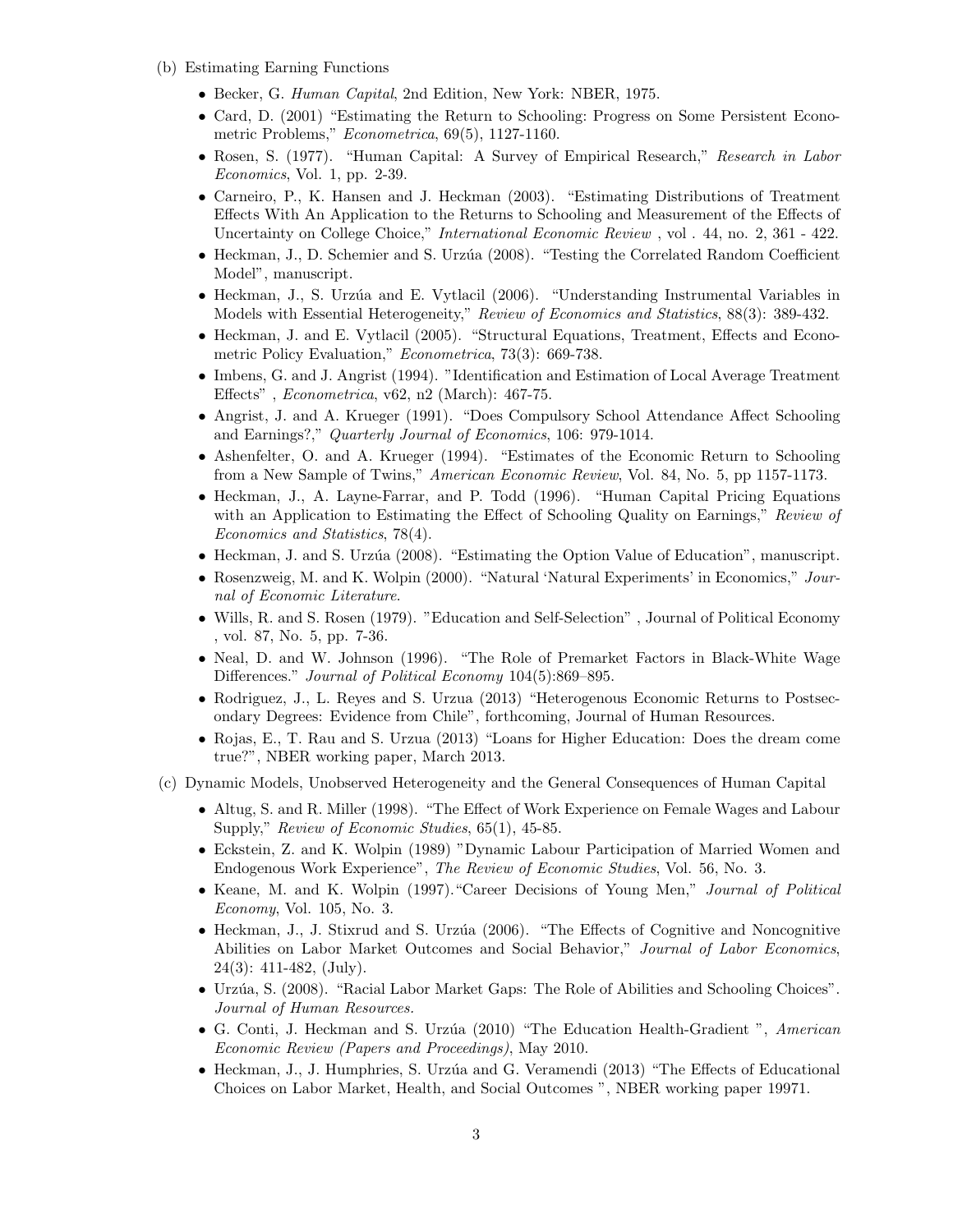(b) Estimating Earning Functions

- Becker, G. *Human Capital*, 2nd Edition, New York: NBER, 1975.
- Card, D. (2001) "Estimating the Return to Schooling: Progress on Some Persistent Econometric Problems," *Econometrica*, 69(5), 1127-1160.
- Rosen, S. (1977). "Human Capital: A Survey of Empirical Research," *Research in Labor Economics*, Vol. 1, pp. 2-39.
- Carneiro, P., K. Hansen and J. Heckman (2003). "Estimating Distributions of Treatment Effects With An Application to the Returns to Schooling and Measurement of the Effects of Uncertainty on College Choice," *International Economic Review* , vol . 44, no. 2, 361 - 422.
- Heckman, J., D. Schemier and S. Urzúa (2008). "Testing the Correlated Random Coefficient Model", manuscript.
- Heckman, J., S. Urzúa and E. Vytlacil (2006). "Understanding Instrumental Variables in Models with Essential Heterogeneity," *Review of Economics and Statistics*, 88(3): 389-432.
- Heckman, J. and E. Vytlacil (2005). "Structural Equations, Treatment, Effects and Econometric Policy Evaluation," *Econometrica*, 73(3): 669-738.
- Imbens, G. and J. Angrist (1994). "Identification and Estimation of Local Average Treatment Effects" , *Econometrica*, v62, n2 (March): 467-75.
- Angrist, J. and A. Krueger (1991). "Does Compulsory School Attendance Affect Schooling and Earnings?," *Quarterly Journal of Economics*, 106: 979-1014.
- Ashenfelter, O. and A. Krueger (1994). "Estimates of the Economic Return to Schooling from a New Sample of Twins," *American Economic Review*, Vol. 84, No. 5, pp 1157-1173.
- Heckman, J., A. Layne-Farrar, and P. Todd (1996). "Human Capital Pricing Equations with an Application to Estimating the Effect of Schooling Quality on Earnings," *Review of Economics and Statistics*, 78(4).
- Heckman, J. and S. Urzúa (2008). "Estimating the Option Value of Education", manuscript.
- Rosenzweig, M. and K. Wolpin (2000). "Natural 'Natural Experiments' in Economics," *Journal of Economic Literature*.
- Wills, R. and S. Rosen (1979). "Education and Self-Selection" , Journal of Political Economy , vol. 87, No. 5, pp. 7-36.
- Neal, D. and W. Johnson (1996). "The Role of Premarket Factors in Black-White Wage Differences." *Journal of Political Economy* 104(5):869–895.
- Rodriguez, J., L. Reyes and S. Urzua (2013) "Heterogenous Economic Returns to Postsecondary Degrees: Evidence from Chile", forthcoming, Journal of Human Resources.
- Rojas, E., T. Rau and S. Urzua (2013) "Loans for Higher Education: Does the dream come true?", NBER working paper, March 2013.

(c) Dynamic Models, Unobserved Heterogeneity and the General Consequences of Human Capital

- Altug, S. and R. Miller (1998). "The Effect of Work Experience on Female Wages and Labour Supply," *Review of Economic Studies*, 65(1), 45-85.
- Eckstein, Z. and K. Wolpin (1989) "Dynamic Labour Participation of Married Women and Endogenous Work Experience", *The Review of Economic Studies*, Vol. 56, No. 3.
- Keane, M. and K. Wolpin (1997)."Career Decisions of Young Men," *Journal of Political Economy*, Vol. 105, No. 3.
- Heckman, J., J. Stixrud and S. Urzúa (2006). "The Effects of Cognitive and Noncognitive Abilities on Labor Market Outcomes and Social Behavior," *Journal of Labor Economics*, 24(3): 411-482, (July).
- Urzúa, S. (2008). "Racial Labor Market Gaps: The Role of Abilities and Schooling Choices". *Journal of Human Resources.*
- G. Conti, J. Heckman and S. Urzúa (2010) "The Education Health-Gradient ", *American Economic Review (Papers and Proceedings)*, May 2010.
- Heckman, J., J. Humphries, S. Urzúa and G. Veramendi (2013) "The Effects of Educational Choices on Labor Market, Health, and Social Outcomes ", NBER working paper 19971.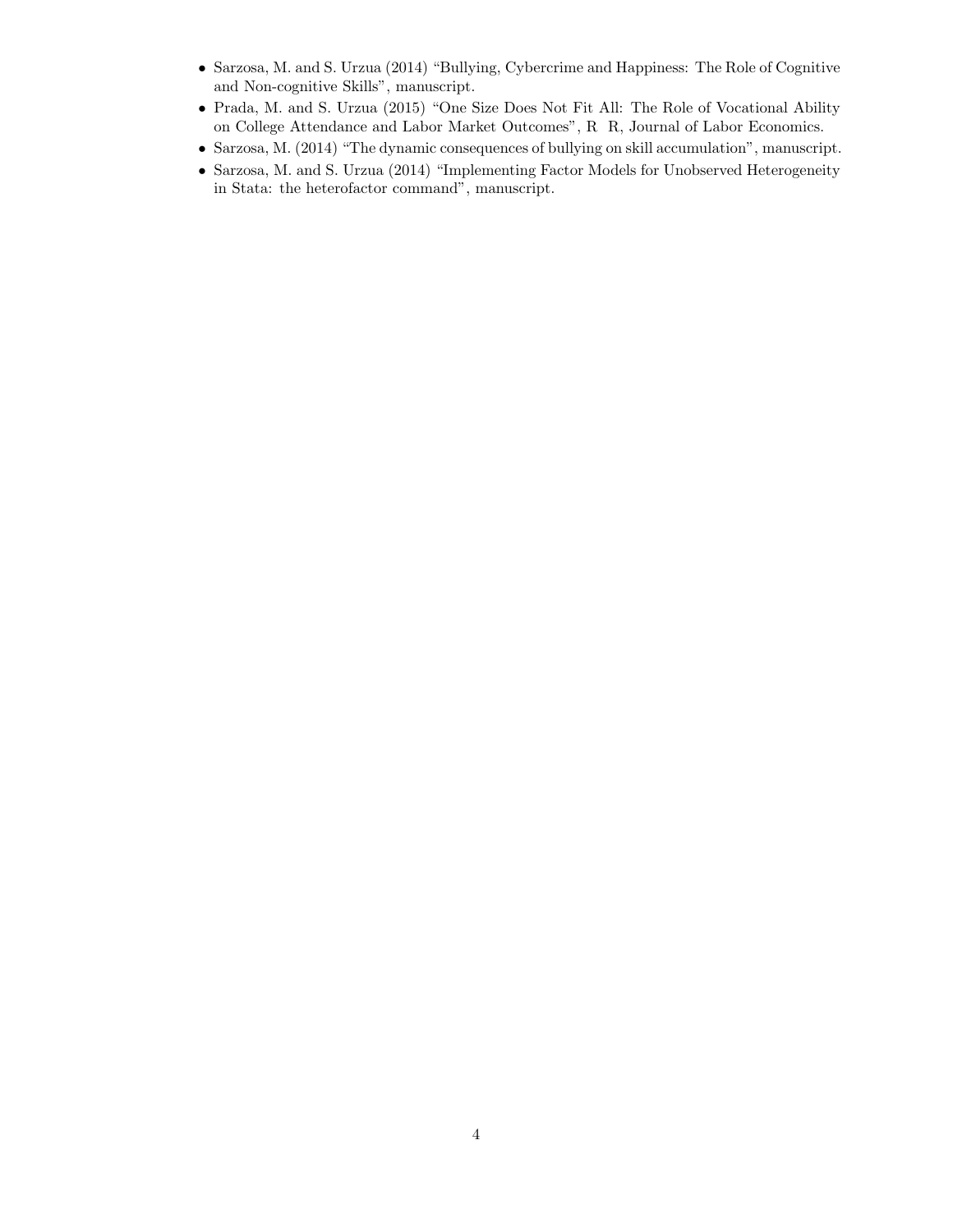- Sarzosa, M. and S. Urzua (2014) "Bullying, Cybercrime and Happiness: The Role of Cognitive and Non-cognitive Skills", manuscript.
- Prada, M. and S. Urzua (2015) "One Size Does Not Fit All: The Role of Vocational Ability on College Attendance and Labor Market Outcomes", R R, Journal of Labor Economics.
- Sarzosa, M. (2014) "The dynamic consequences of bullying on skill accumulation", manuscript.
- Sarzosa, M. and S. Urzua (2014) "Implementing Factor Models for Unobserved Heterogeneity in Stata: the heterofactor command", manuscript.